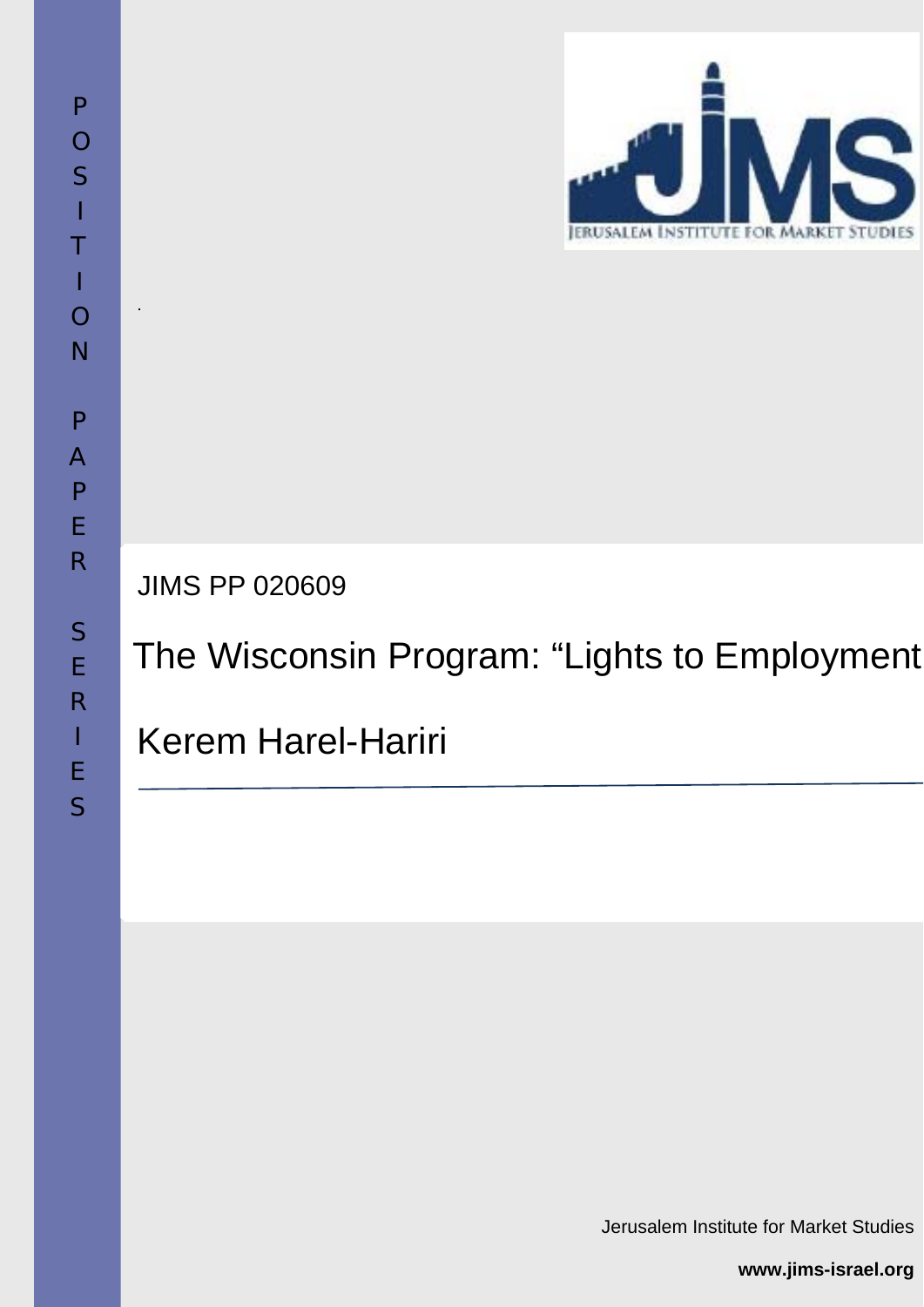POSITION PAPER SERIES

JIMS PP 020609

# The Wisconsin Program: “Lights to Employment

Kerem Harel-Hariri

Jerusalem Institute for Market Studies

**www.jims-israel.org**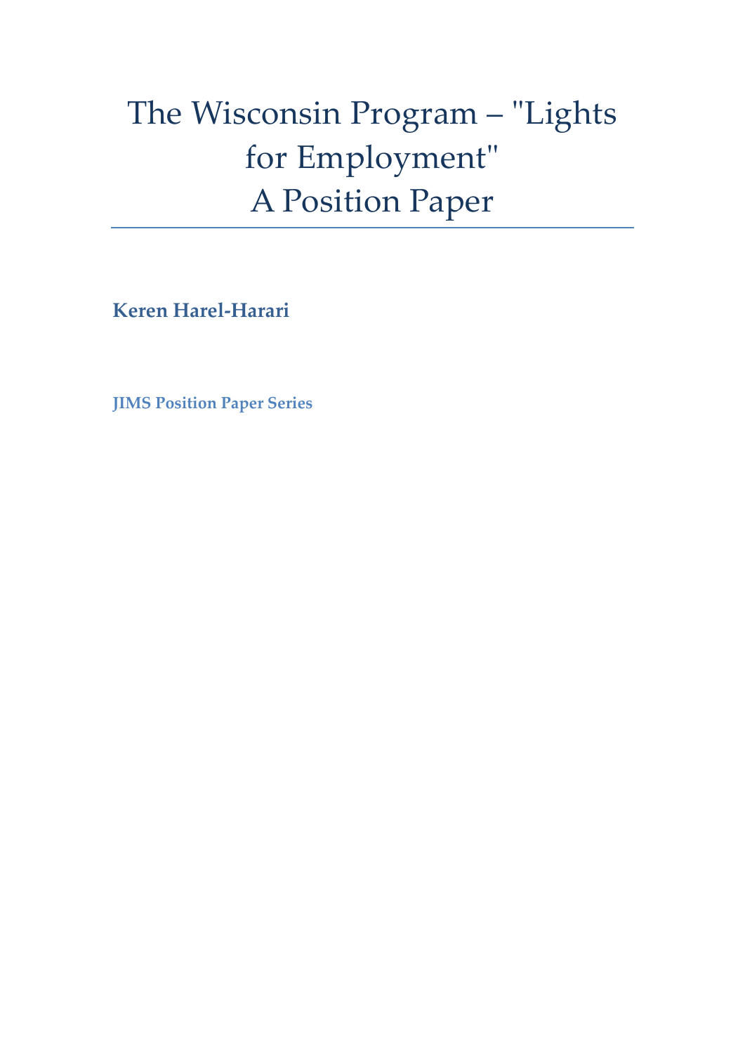# The Wisconsin Program – "Lights for Employment" A Position Paper

**Keren Harel-Harari**

**JIMS Position Paper Series**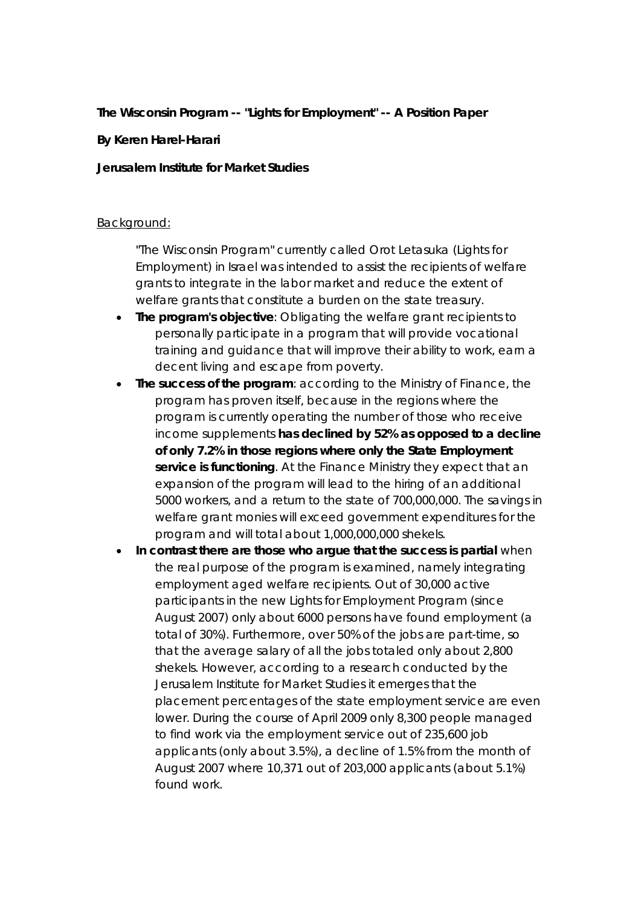**The Wisconsin Program -- "Lights for Employment" -- A Position Paper**

**By Keren Harel-Harari**

**Jerusalem Institute for Market Studies**

Background:

"The Wisconsin Program" currently called Orot Letasuka (Lights for Employment) in Israel was intended to assist the recipients of welfare grants to integrate in the labor market and reduce the extent of welfare grants that constitute a burden on the state treasury.

- **The program's objective**: Obligating the welfare grant recipients to personally participate in a program that will provide vocational training and guidance that will improve their ability to work, earn a decent living and escape from poverty.
- **The success of the program**: according to the Ministry of Finance, the program has proven itself, because in the regions where the program is currently operating the number of those who receive income supplements **has declined by 52% as opposed to a decline of only 7.2% in those regions where only the State Employment service is functioning**. At the Finance Ministry they expect that an expansion of the program will lead to the hiring of an additional 5000 workers, and a return to the state of 700,000,000. The savings in welfare grant monies will exceed government expenditures for the program and will total about 1,000,000,000 shekels.
- **In contrast there are those who argue that the success is partial** when the real purpose of the program is examined, namely integrating employment aged welfare recipients. Out of 30,000 active participants in the new Lights for Employment Program (since August 2007) only about 6000 persons have found employment (a total of 30%). Furthermore, over 50% of the jobs are part-time, so that the average salary of all the jobs totaled only about 2,800 shekels. However, according to a research conducted by the Jerusalem Institute for Market Studies it emerges that the placement percentages of the state employment service are even lower. During the course of April 2009 only 8,300 people managed to find work via the employment service out of 235,600 job applicants (only about 3.5%), a decline of 1.5% from the month of August 2007 where 10,371 out of 203,000 applicants (about 5.1%) found work.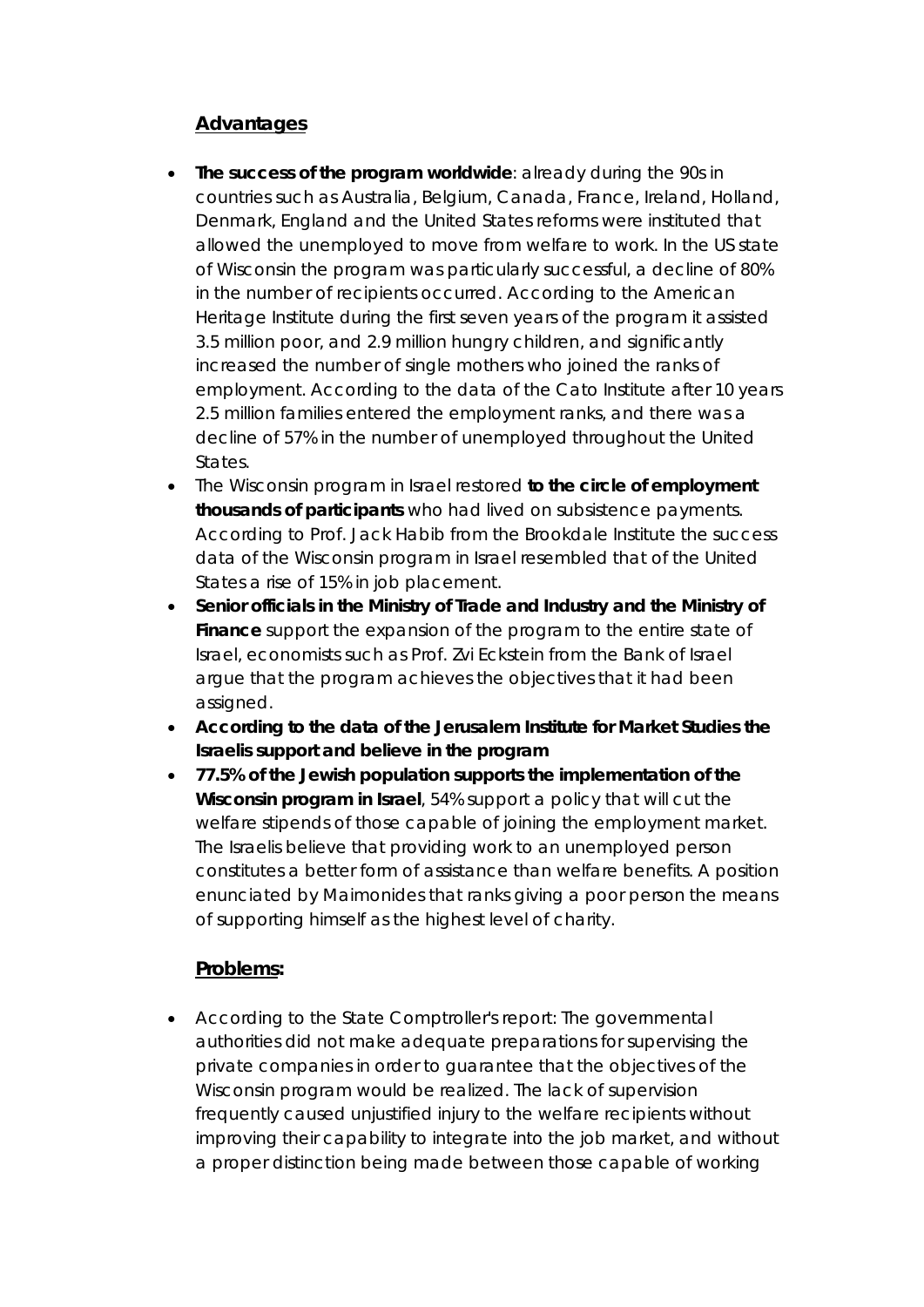## Advantages

- **The success of the program worldwide**: already during the 90s in countries such as Australia, Belgium, Canada, France, Ireland, Holland, Denmark, England and the United States reforms were instituted that allowed the unemployed to move from welfare to work. In the US state of Wisconsin the program was particularly successful, a decline of 80% in the number of recipients occurred. According to the American Heritage Institute during the first seven years of the program it assisted 3.5 million poor, and 2.9 million hungry children, and significantly increased the number of single mothers who joined the ranks of employment. According to the data of the Cato Institute after 10 years 2.5 million families entered the employment ranks, and there was a decline of 57% in the number of unemployed throughout the United States.
- The Wisconsin program in Israel restored **to the circle of employment thousands of participants** who had lived on subsistence payments. According to Prof. Jack Habib from the Brookdale Institute the success data of the Wisconsin program in Israel resembled that of the United States a rise of 15% in job placement.
- **Senior officials in the Ministry of Trade and Industry and the Ministry of Finance** support the expansion of the program to the entire state of Israel, economists such as Prof. Zvi Eckstein from the Bank of Israel argue that the program achieves the objectives that it had been assigned.
- **According to the data of the Jerusalem Institute for Market Studies the Israelis support and believe in the program**
- **77.5% of the Jewish population supports the implementation of the Wisconsin program in Israel**, 54% support a policy that will cut the welfare stipends of those capable of joining the employment market. The Israelis believe that providing work to an unemployed person constitutes a better form of assistance than welfare benefits. A position enunciated by Maimonides that ranks giving a poor person the means of supporting himself as the highest level of charity.

## Problems:

- According to the State Comptroller's report: The governmental authorities did not make adequate preparations for supervising the private companies in order to guarantee that the objectives of the Wisconsin program would be realized. The lack of supervision frequently caused unjustified injury to the welfare recipients without improving their capability to integrate into the job market, and without a proper distinction being made between those capable of working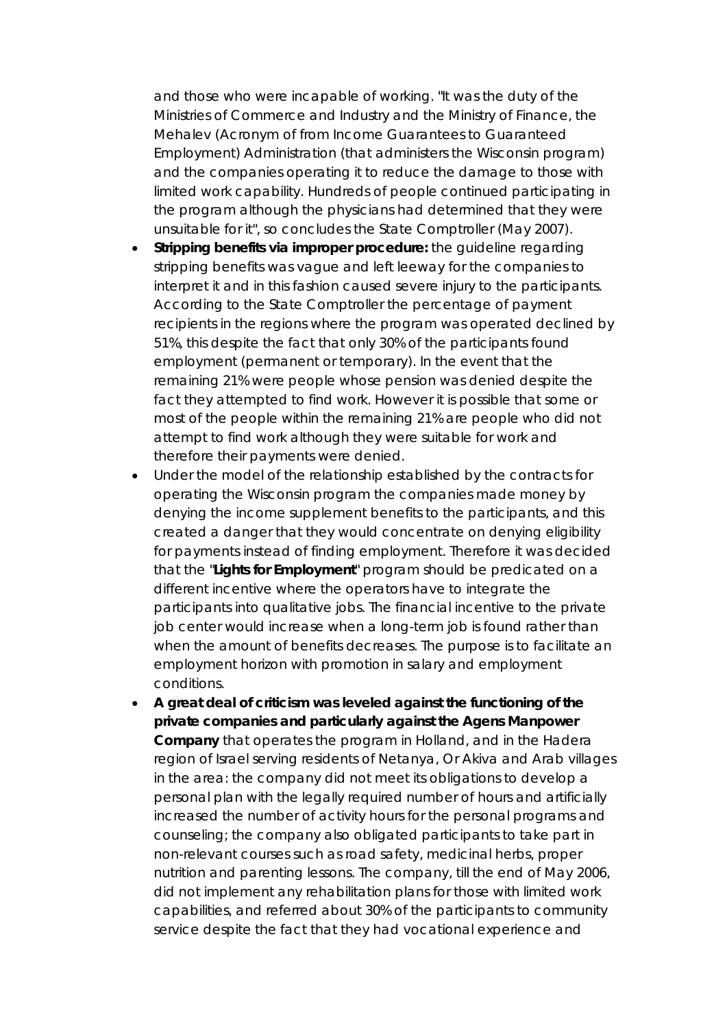and those who were incapable of working. "It was the duty of the Ministries of Commerce and Industry and the Ministry of Finance, the Mehalev (Acronym of from Income Guarantees to Guaranteed Employment) Administration (that administers the Wisconsin program) and the companies operating it to reduce the damage to those with limited work capability. Hundreds of people continued participating in the program although the physicians had determined that they were unsuitable for it", so concludes the State Comptroller (May 2007).

- **Stripping benefits via improper procedure:** the guideline regarding stripping benefits was vague and left leeway for the companies to interpret it and in this fashion caused severe injury to the participants. According to the State Comptroller the percentage of payment recipients in the regions where the program was operated declined by 51%, this despite the fact that only 30% of the participants found employment (permanent or temporary). In the event that the remaining 21% were people whose pension was denied despite the fact they attempted to find work. However it is possible that some or most of the people within the remaining 21% are people who did not attempt to find work although they were suitable for work and therefore their payments were denied.
- Under the model of the relationship established by the contracts for operating the Wisconsin program the companies made money by denying the income supplement benefits to the participants, and this created a danger that they would concentrate on denying eligibility for payments instead of finding employment. Therefore it was decided that the "**Lights for Employment**" program should be predicated on a different incentive where the operators have to integrate the participants into qualitative jobs. The financial incentive to the private job center would increase when a long-term job is found rather than when the amount of benefits decreases. The purpose is to facilitate an employment horizon with promotion in salary and employment conditions.
- **A great deal of criticism was leveled against the functioning of the private companies and particularly against the Agens Manpower Company** that operates the program in Holland, and in the Hadera region of Israel serving residents of Netanya, Or Akiva and Arab villages in the area: the company did not meet its obligations to develop a personal plan with the legally required number of hours and artificially increased the number of activity hours for the personal programs and counseling; the company also obligated participants to take part in non-relevant courses such as road safety, medicinal herbs, proper nutrition and parenting lessons. The company, till the end of May 2006, did not implement any rehabilitation plans for those with limited work capabilities, and referred about 30% of the participants to community service despite the fact that they had vocational experience and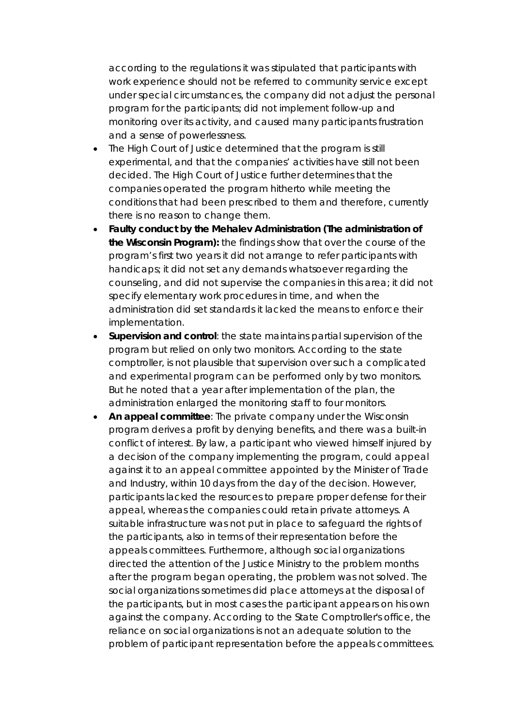according to the regulations it was stipulated that participants with work experience should not be referred to community service except under special circumstances, the company did not adjust the personal program for the participants; did not implement follow-up and monitoring over its activity, and caused many participants frustration and a sense of powerlessness.

- The High Court of Justice determined that the program is still experimental, and that the companies' activities have still not been decided. The High Court of Justice further determines that the companies operated the program hitherto while meeting the conditions that had been prescribed to them and therefore, currently there is no reason to change them.
- **Faulty conduct by the Mehalev Administration (The administration of the Wisconsin Program):** the findings show that over the course of the program's first two years it did not arrange to refer participants with handicaps; it did not set any demands whatsoever regarding the counseling, and did not supervise the companies in this area; it did not specify elementary work procedures in time, and when the administration did set standards it lacked the means to enforce their implementation.
- **Supervision and control**: the state maintains partial supervision of the program but relied on only two monitors. According to the state comptroller, is not plausible that supervision over such a complicated and experimental program can be performed only by two monitors. But he noted that a year after implementation of the plan, the administration enlarged the monitoring staff to four monitors.
- **An appeal committee**: The private company under the Wisconsin program derives a profit by denying benefits, and there was a built-in conflict of interest. By law, a participant who viewed himself injured by a decision of the company implementing the program, could appeal against it to an appeal committee appointed by the Minister of Trade and Industry, within 10 days from the day of the decision. However, participants lacked the resources to prepare proper defense for their appeal, whereas the companies could retain private attorneys. A suitable infrastructure was not put in place to safeguard the rights of the participants, also in terms of their representation before the appeals committees. Furthermore, although social organizations directed the attention of the Justice Ministry to the problem months after the program began operating, the problem was not solved. The social organizations sometimes did place attorneys at the disposal of the participants, but in most cases the participant appears on his own against the company. According to the State Comptroller's office, the reliance on social organizations is not an adequate solution to the problem of participant representation before the appeals committees.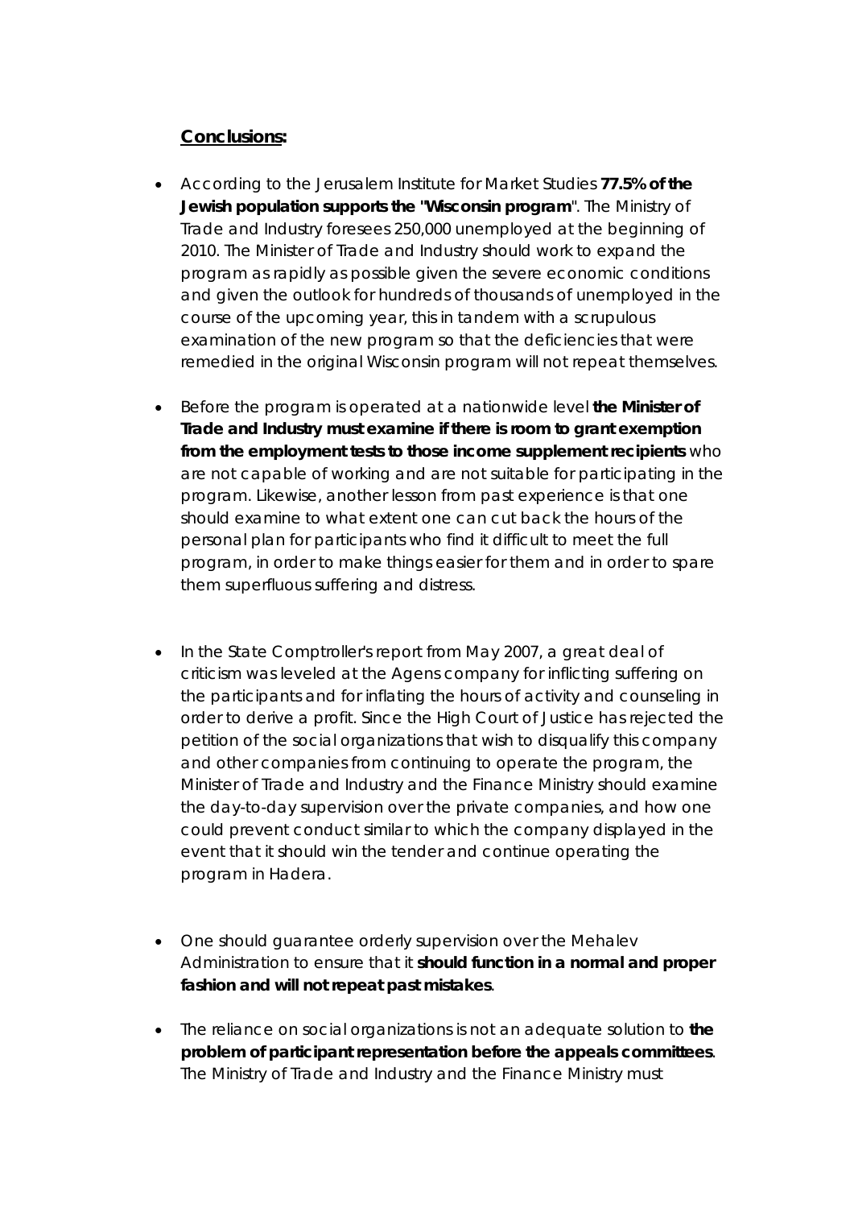**Conclusions:**

- According to the Jerusalem Institute for Market Studies **77.5% of the Jewish population supports the "Wisconsin program**". The Ministry of Trade and Industry foresees 250,000 unemployed at the beginning of 2010. The Minister of Trade and Industry should work to expand the program as rapidly as possible given the severe economic conditions and given the outlook for hundreds of thousands of unemployed in the course of the upcoming year, this in tandem with a scrupulous examination of the new program so that the deficiencies that were remedied in the original Wisconsin program will not repeat themselves.

- Before the program is operated at a nationwide level **the Minister of Trade and Industry must examine if there is room to grant exemption from the employment tests to those income supplement recipients** who are not capable of working and are not suitable for participating in the program. Likewise, another lesson from past experience is that one should examine to what extent one can cut back the hours of the personal plan for participants who find it difficult to meet the full program, in order to make things easier for them and in order to spare them superfluous suffering and distress.

- In the State Comptroller's report from May 2007, a great deal of criticism was leveled at the Agens company for inflicting suffering on the participants and for inflating the hours of activity and counseling in order to derive a profit. Since the High Court of Justice has rejected the petition of the social organizations that wish to disqualify this company and other companies from continuing to operate the program, the Minister of Trade and Industry and the Finance Ministry should examine the day-to-day supervision over the private companies, and how one could prevent conduct similar to which the company displayed in the event that it should win the tender and continue operating the program in Hadera.

- One should guarantee orderly supervision over the Mehalev Administration to ensure that it **should function in a normal and proper fashion and will not repeat past mistakes**.

- The reliance on social organizations is not an adequate solution to **the problem of participant representation before the appeals committees**. The Ministry of Trade and Industry and the Finance Ministry must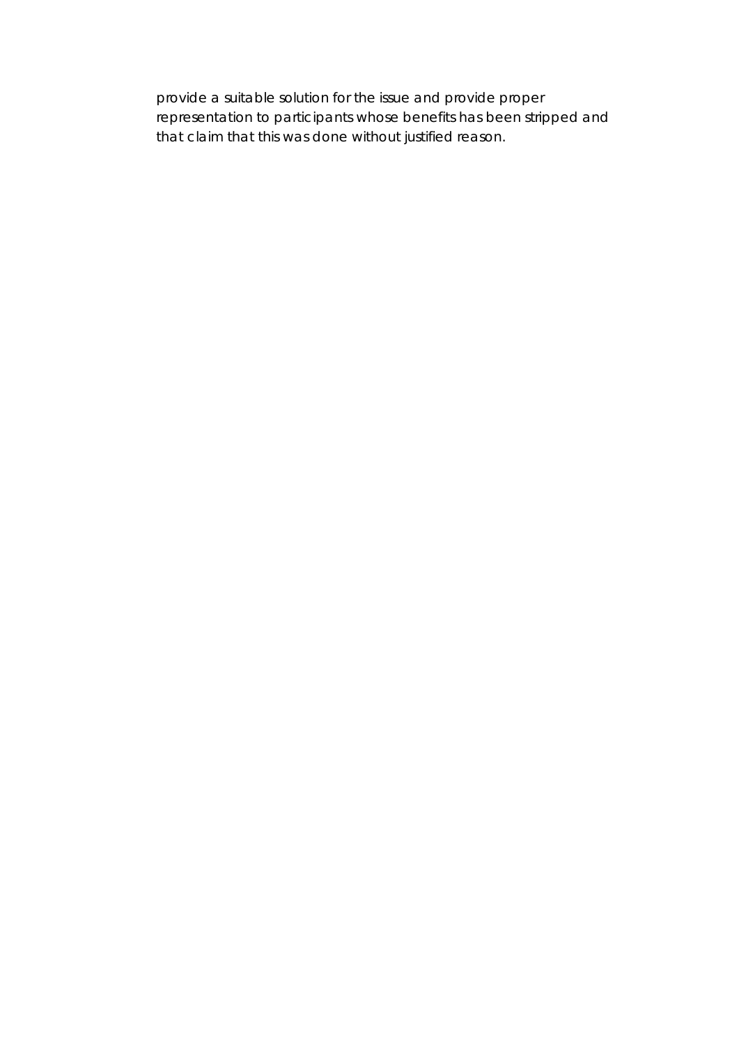provide a suitable solution for the issue and provide proper representation to participants whose benefits has been stripped and that claim that this was done without justified reason.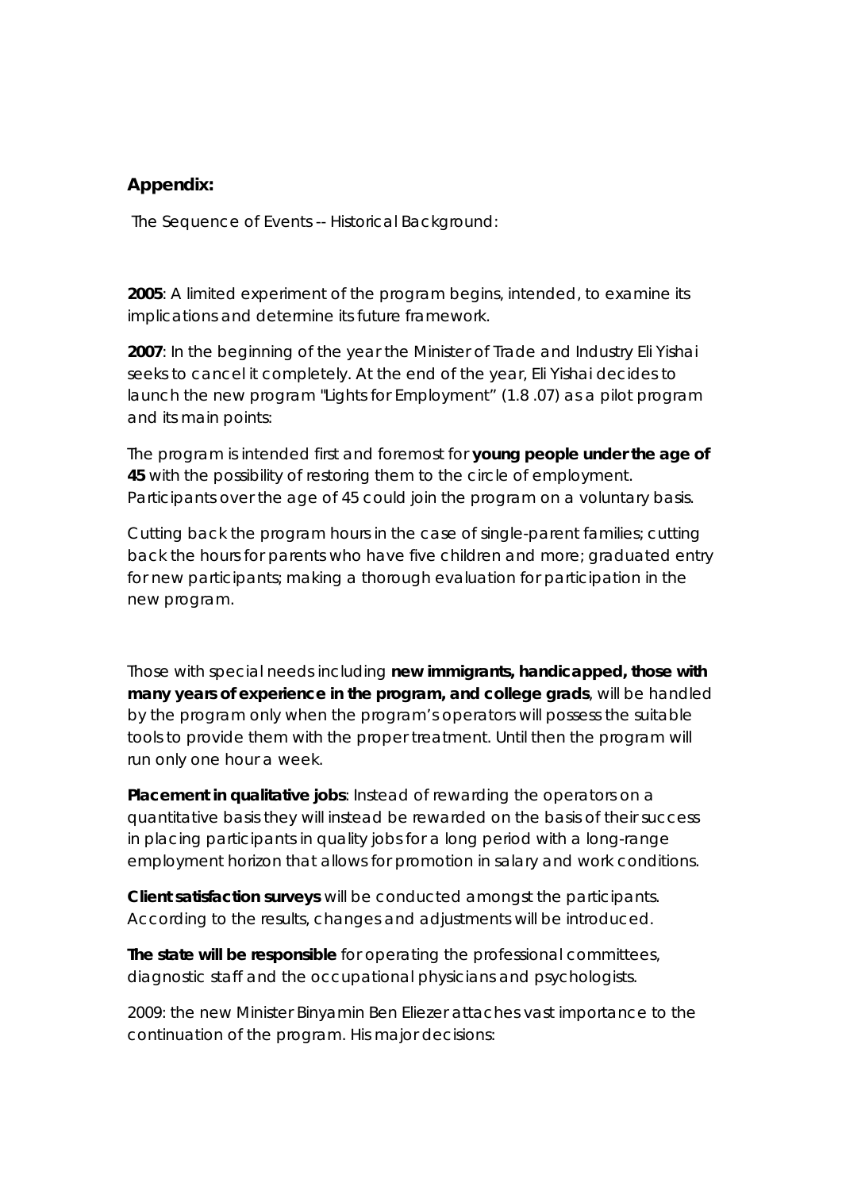## Appendix:

The Sequence of Events -- Historical Background:

**2005**: A limited experiment of the program begins, intended, to examine its implications and determine its future framework.

**2007**: In the beginning of the year the Minister of Trade and Industry Eli Yishai seeks to cancel it completely. At the end of the year, Eli Yishai decides to launch the new program "Lights for Employment" (1.8 .07) as a pilot program and its main points:

The program is intended first and foremost for **young people under the age of 45** with the possibility of restoring them to the circle of employment. Participants over the age of 45 could join the program on a voluntary basis.

Cutting back the program hours in the case of single-parent families; cutting back the hours for parents who have five children and more; graduated entry for new participants; making a thorough evaluation for participation in the new program.

Those with special needs including **new immigrants, handicapped, those with many years of experience in the program, and college grads**, will be handled by the program only when the program's operators will possess the suitable tools to provide them with the proper treatment. Until then the program will run only one hour a week.

**Placement in qualitative jobs**: Instead of rewarding the operators on a quantitative basis they will instead be rewarded on the basis of their success in placing participants in quality jobs for a long period with a long-range employment horizon that allows for promotion in salary and work conditions.

**Client satisfaction surveys** will be conducted amongst the participants. According to the results, changes and adjustments will be introduced.

**The state will be responsible** for operating the professional committees, diagnostic staff and the occupational physicians and psychologists.

2009: the new Minister Binyamin Ben Eliezer attaches vast importance to the continuation of the program. His major decisions: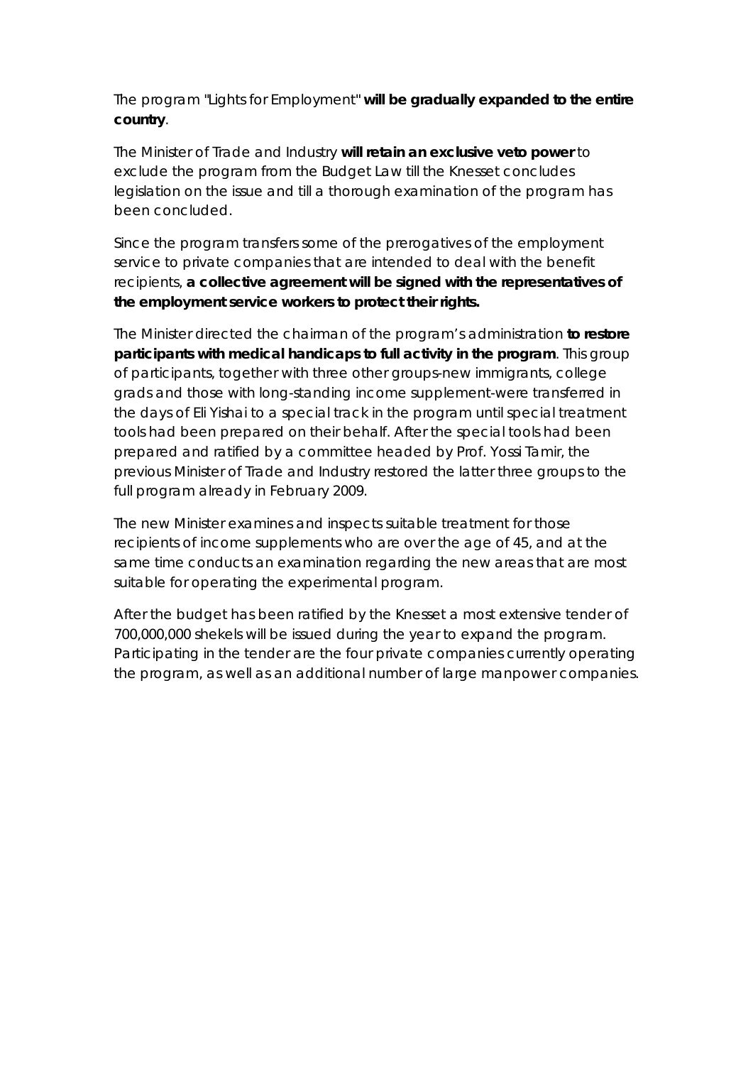The program "Lights for Employment" **will be gradually expanded to the entire country**.

The Minister of Trade and Industry **will retain an exclusive veto power** to exclude the program from the Budget Law till the Knesset concludes legislation on the issue and till a thorough examination of the program has been concluded.

Since the program transfers some of the prerogatives of the employment service to private companies that are intended to deal with the benefit recipients, **a collective agreement will be signed with the representatives of the employment service workers to protect their rights.**

The Minister directed the chairman of the program's administration **to restore participants with medical handicaps to full activity in the program**. This group of participants, together with three other groups-new immigrants, college grads and those with long-standing income supplement-were transferred in the days of Eli Yishai to a special track in the program until special treatment tools had been prepared on their behalf. After the special tools had been prepared and ratified by a committee headed by Prof. Yossi Tamir, the previous Minister of Trade and Industry restored the latter three groups to the full program already in February 2009.

The new Minister examines and inspects suitable treatment for those recipients of income supplements who are over the age of 45, and at the same time conducts an examination regarding the new areas that are most suitable for operating the experimental program.

After the budget has been ratified by the Knesset a most extensive tender of 700,000,000 shekels will be issued during the year to expand the program. Participating in the tender are the four private companies currently operating the program, as well as an additional number of large manpower companies.